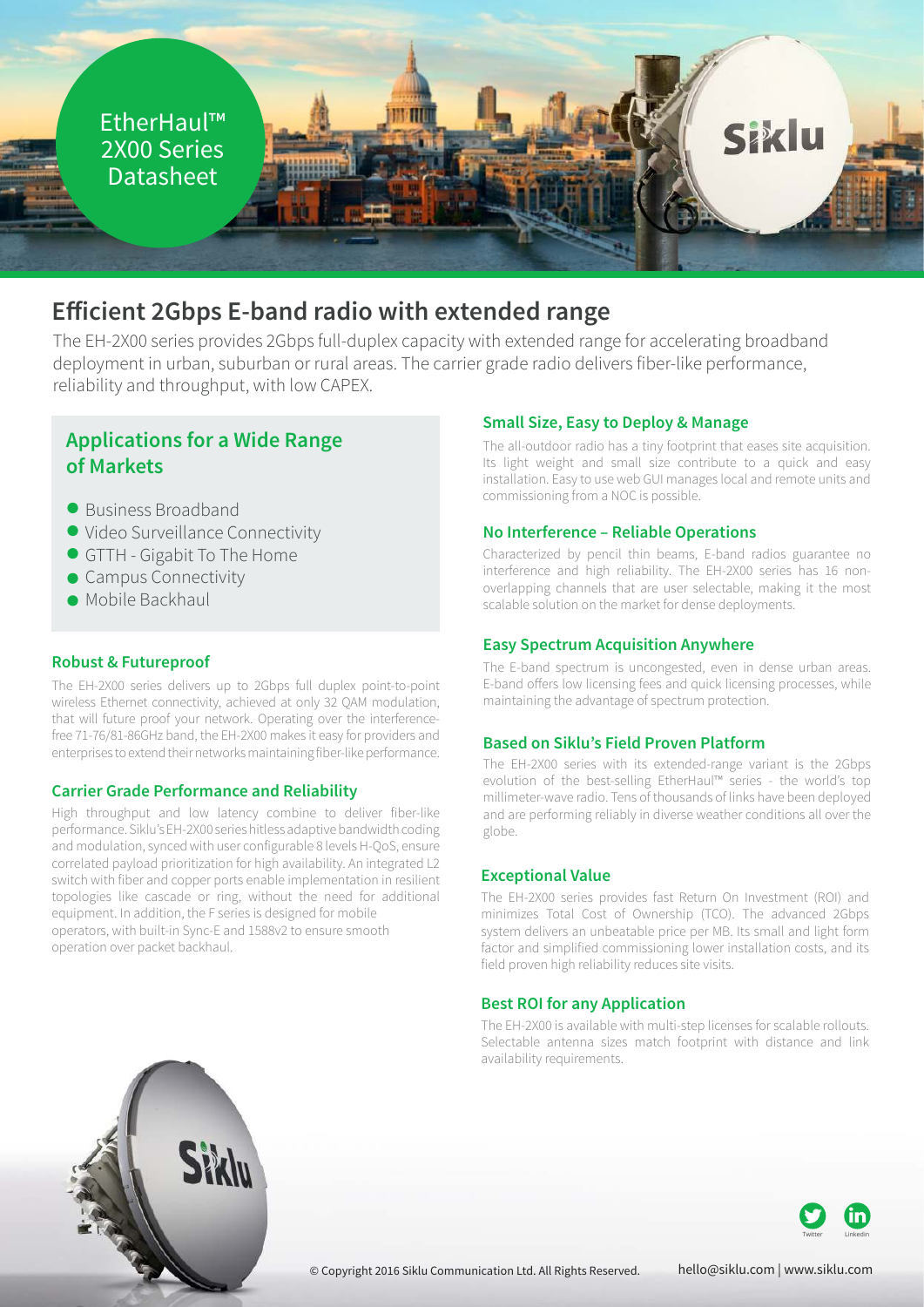# EtherHaul™ 2X00 Series Datasheet

## Efficient 2Gbps E-band radio with extended range

The EH-2X00 series provides 2Gbps full-duplex capacity with extended range for accelerating broadband deployment in urban, suburban or rural areas. The carrier grade radio delivers fiber-like performance, reliability and throughput, with low CAPEX.

### Applications for a Wide Range of Markets

- Business Broadband
- Video Surveillance Connectivity
- GTTH - Gigabit To The Home
- Campus Connectivity
- Mobile Backhaul

### Robust & Futureproof

The EH-2X00 series delivers up to 2Gbps full duplex point-to-point wireless Ethernet connectivity, achieved at only 32 QAM modulation, that will future proof your network. Operating over the interference-free 71-76/81-86GHz band, the EH-2X00 makes it easy for providers and enterprises to extend their networks maintaining fiber-like performance.

### Carrier Grade Performance and Reliability

High throughput and low latency combine to deliver fiber-like performance. Siklu's EH-2X00 series hitless adaptive bandwidth coding and modulation, synced with user configurable 8 levels H-QoS, ensure correlated payload prioritization for high availability. An integrated L2 switch with fiber and copper ports enable implementation in resilient topologies like cascade or ring, without the need for additional equipment. In addition, the F series is designed for mobile operators, with built-in Sync-E and 1588v2 to ensure smooth operation over packet backhaul.

### Small Size, Easy to Deploy & Manage

The all-outdoor radio has a tiny footprint that eases site acquisition. Its light weight and small size contribute to a quick and easy installation. Easy to use web GUI manages local and remote units and commissioning from a NOC is possible.

### No Interference – Reliable Operations

Characterized by pencil thin beams, E-band radios guarantee no interference and high reliability. The EH-2X00 series has 16 non-overlapping channels that are user selectable, making it the most scalable solution on the market for dense deployments.

### Easy Spectrum Acquisition Anywhere

The E-band spectrum is uncongested, even in dense urban areas. E-band offers low licensing fees and quick licensing processes, while maintaining the advantage of spectrum protection.

### Based on Siklu's Field Proven Platform

The EH-2X00 series with its extended-range variant is the 2Gbps evolution of the best-selling EtherHaul™ series - the world's top millimeter-wave radio. Tens of thousands of links have been deployed and are performing reliably in diverse weather conditions all over the globe.

### Exceptional Value

The EH-2X00 series provides fast Return On Investment (ROI) and minimizes Total Cost of Ownership (TCO). The advanced 2Gbps system delivers an unbeatable price per MB. Its small and light form factor and simplified commissioning lower installation costs, and its field proven high reliability reduces site visits.

### Best ROI for any Application

The EH-2X00 is available with multi-step licenses for scalable rollouts. Selectable antenna sizes match footprint with distance and link availability requirements.

© Copyright 2016 Siklu Communication Ltd. All Rights Reserved. hello@siklu.com | www.siklu.com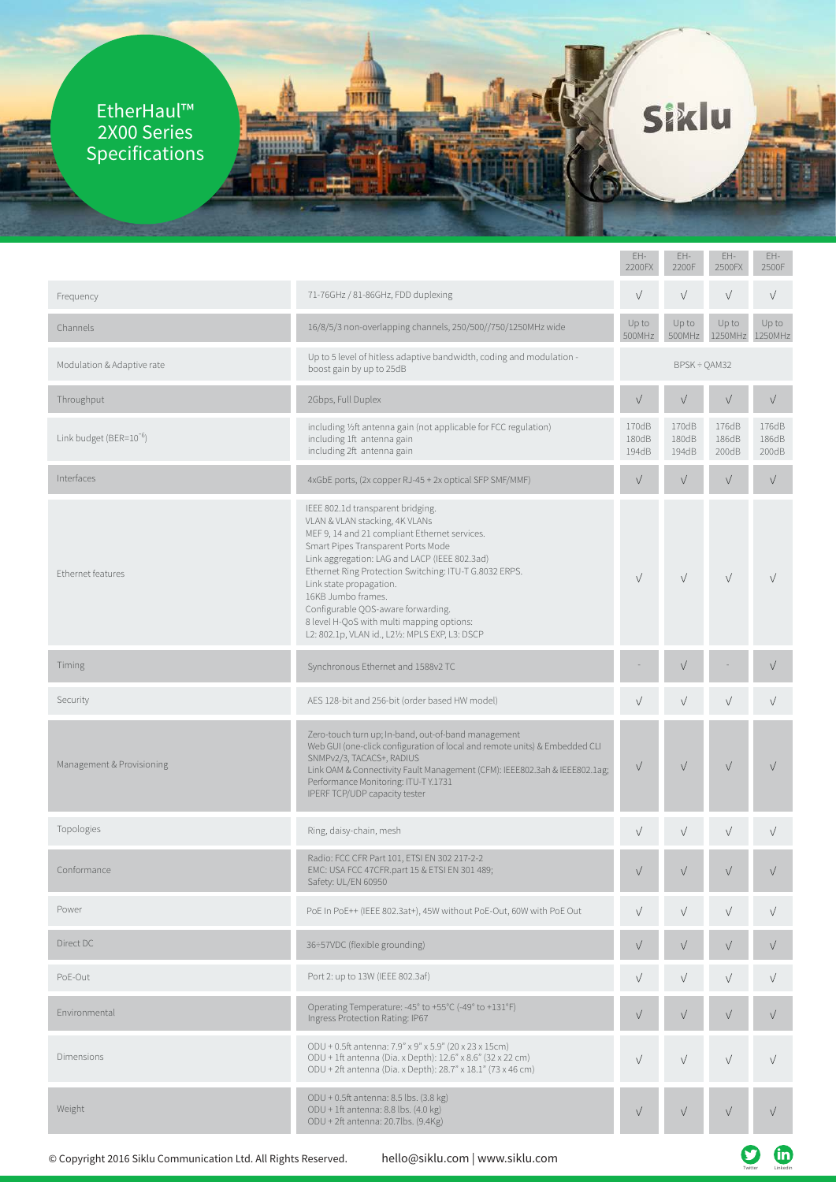# EtherHaul™ 2X00 Series Specifications

Siklu

| | | EH-2200FX | EH-2200F | EH-2500FX | EH-2500F |
|---|---|---|---|---|---|
| Frequency | 71-76GHz / 81-86GHz, FDD duplexing | √ | √ | √ | √ |
| Channels | 16/8/5/3 non-overlapping channels, 250/500//750/1250MHz wide | Up to 500MHz | Up to 500MHz | Up to 1250MHz | Up to 1250MHz |
| Modulation & Adaptive rate | Up to 5 level of hitless adaptive bandwidth, coding and modulation - boost gain by up to 25dB | BPSK ÷ QAM32 | | | |
| Throughput | 2Gbps, Full Duplex | √ | √ | √ | √ |
| Link budget (BER=$10^{-6}$) | including ½ft antenna gain (not applicable for FCC regulation)<br>including 1ft antenna gain<br>including 2ft antenna gain | 170dB<br>180dB<br>194dB | 170dB<br>180dB<br>194dB | 176dB<br>186dB<br>200dB | 176dB<br>186dB<br>200dB |
| Interfaces | 4xGbE ports, (2x copper RJ-45 + 2x optical SFP SMF/MMF) | √ | √ | √ | √ |
| Ethernet features | IEEE 802.1d transparent bridging.<br>VLAN & VLAN stacking, 4K VLANs<br>MEF 9, 14 and 21 compliant Ethernet services.<br>Smart Pipes Transparent Ports Mode<br>Link aggregation: LAG and LACP (IEEE 802.3ad)<br>Ethernet Ring Protection Switching: ITU-T G.8032 ERPS.<br>Link state propagation.<br>16KB Jumbo frames.<br>Configurable QOS-aware forwarding.<br>8 level H-QoS with multi mapping options:<br>L2: 802.1p, VLAN id., L2½: MPLS EXP, L3: DSCP | √ | √ | √ | √ |
| Timing | Synchronous Ethernet and 1588v2 TC | - | √ | - | √ |
| Security | AES 128-bit and 256-bit (order based HW model) | √ | √ | √ | √ |
| Management & Provisioning | Zero-touch turn up; In-band, out-of-band management<br>Web GUI (one-click configuration of local and remote units) & Embedded CLI<br>SNMPv2/3, TACACS+, RADIUS<br>Link OAM & Connectivity Fault Management (CFM): IEEE802.3ah & IEEE802.1ag;<br>Performance Monitoring: ITU-T Y.1731<br>IPERF TCP/UDP capacity tester | √ | √ | √ | √ |
| Topologies | Ring, daisy-chain, mesh | √ | √ | √ | √ |
| Conformance | Radio: FCC CFR Part 101, ETSI EN 302 217-2-2<br>EMC: USA FCC 47CFR.part 15 & ETSI EN 301 489;<br>Safety: UL/EN 60950 | √ | √ | √ | √ |
| Power | PoE In PoE++ (IEEE 802.3at+), 45W without PoE-Out, 60W with PoE Out | √ | √ | √ | √ |
| Direct DC | 36÷57VDC (flexible grounding) | √ | √ | √ | √ |
| PoE-Out | Port 2: up to 13W (IEEE 802.3af) | √ | √ | √ | √ |
| Environmental | Operating Temperature: -45° to +55°C (-49° to +131°F)<br>Ingress Protection Rating: IP67 | √ | √ | √ | √ |
| Dimensions | ODU + 0.5ft antenna: 7.9" x 9" x 5.9" (20 x 23 x 15cm)<br>ODU + 1ft antenna (Dia. x Depth): 12.6" x 8.6" (32 x 22 cm)<br>ODU + 2ft antenna (Dia. x Depth): 28.7" x 18.1" (73 x 46 cm) | √ | √ | √ | √ |
| Weight | ODU + 0.5ft antenna: 8.5 lbs. (3.8 kg)<br>ODU + 1ft antenna: 8.8 lbs. (4.0 kg)<br>ODU + 2ft antenna: 20.7lbs. (9.4Kg) | √ | √ | √ | √ |

© Copyright 2016 Siklu Communication Ltd. All Rights Reserved. hello@siklu.com | www.siklu.com

Twitter LinkedIn